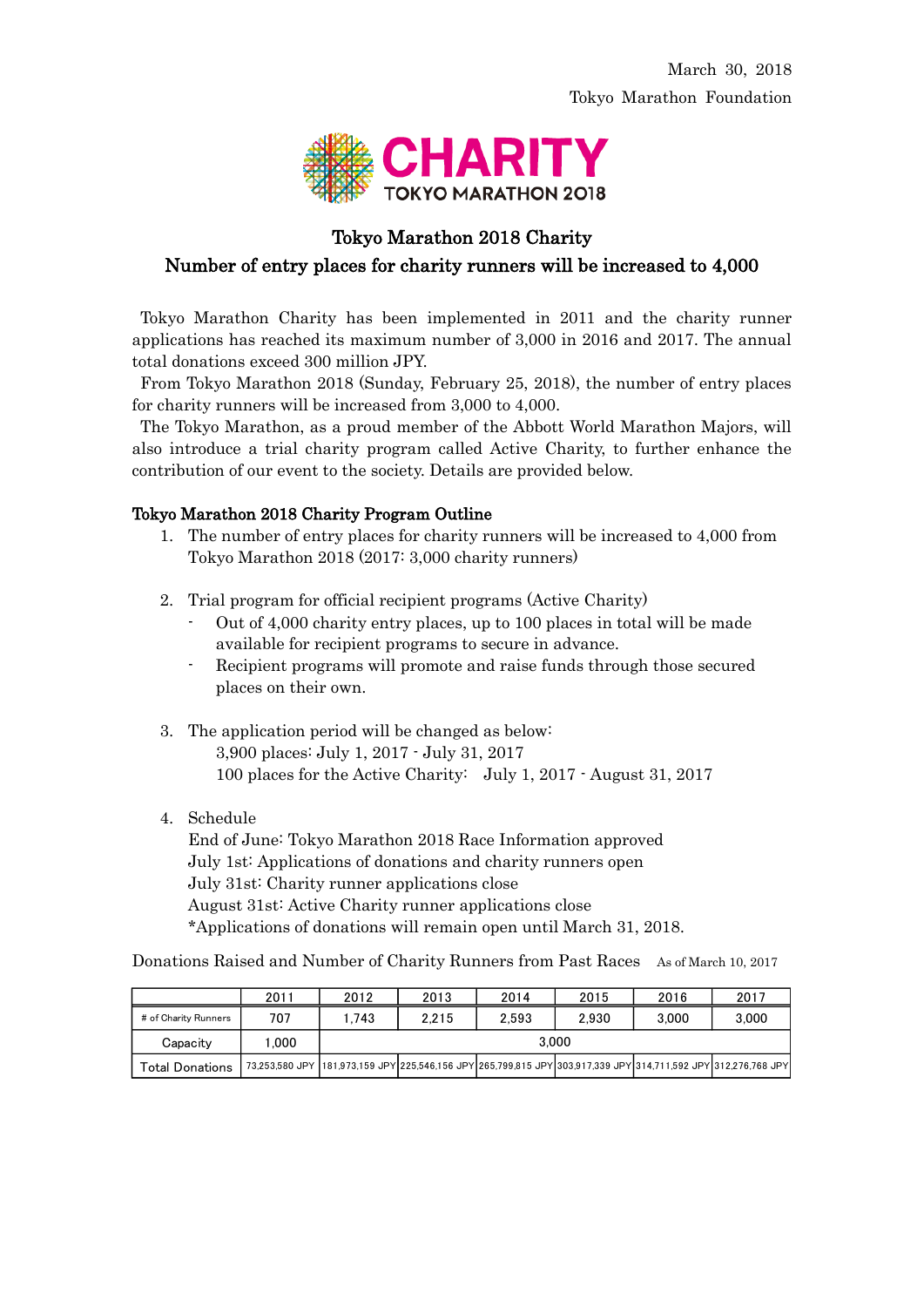March 30, 2018

Tokyo Marathon Foundation

CHARITY
TOKYO MARATHON 2018

# Tokyo Marathon 2018 Charity
## Number of entry places for charity runners will be increased to 4,000

Tokyo Marathon Charity has been implemented in 2011 and the charity runner applications has reached its maximum number of 3,000 in 2016 and 2017. The annual total donations exceed 300 million JPY.

From Tokyo Marathon 2018 (Sunday, February 25, 2018), the number of entry places for charity runners will be increased from 3,000 to 4,000.

The Tokyo Marathon, as a proud member of the Abbott World Marathon Majors, will also introduce a trial charity program called Active Charity, to further enhance the contribution of our event to the society. Details are provided below.

### Tokyo Marathon 2018 Charity Program Outline

1. The number of entry places for charity runners will be increased to 4,000 from Tokyo Marathon 2018 (2017: 3,000 charity runners)

2. Trial program for official recipient programs (Active Charity)
   - Out of 4,000 charity entry places, up to 100 places in total will be made available for recipient programs to secure in advance.
   - Recipient programs will promote and raise funds through those secured places on their own.

3. The application period will be changed as below:
   3,900 places: July 1, 2017 - July 31, 2017
   100 places for the Active Charity: July 1, 2017 - August 31, 2017

4. Schedule
   End of June: Tokyo Marathon 2018 Race Information approved
   July 1st: Applications of donations and charity runners open
   July 31st: Charity runner applications close
   August 31st: Active Charity runner applications close
   *Applications of donations will remain open until March 31, 2018.

Donations Raised and Number of Charity Runners from Past Races As of March 10, 2017

| | 2011 | 2012 | 2013 | 2014 | 2015 | 2016 | 2017 |
|---|---|---|---|---|---|---|---|
| # of Charity Runners | 707 | 1,743 | 2,215 | 2,593 | 2,930 | 3,000 | 3,000 |
| Capacity | 1,000 | 3,000 | | | | | |
| Total Donations | 73,253,580 JPY | 181,973,159 JPY | 225,546,156 JPY | 265,799,815 JPY | 303,917,339 JPY | 314,711,592 JPY | 312,276,768 JPY |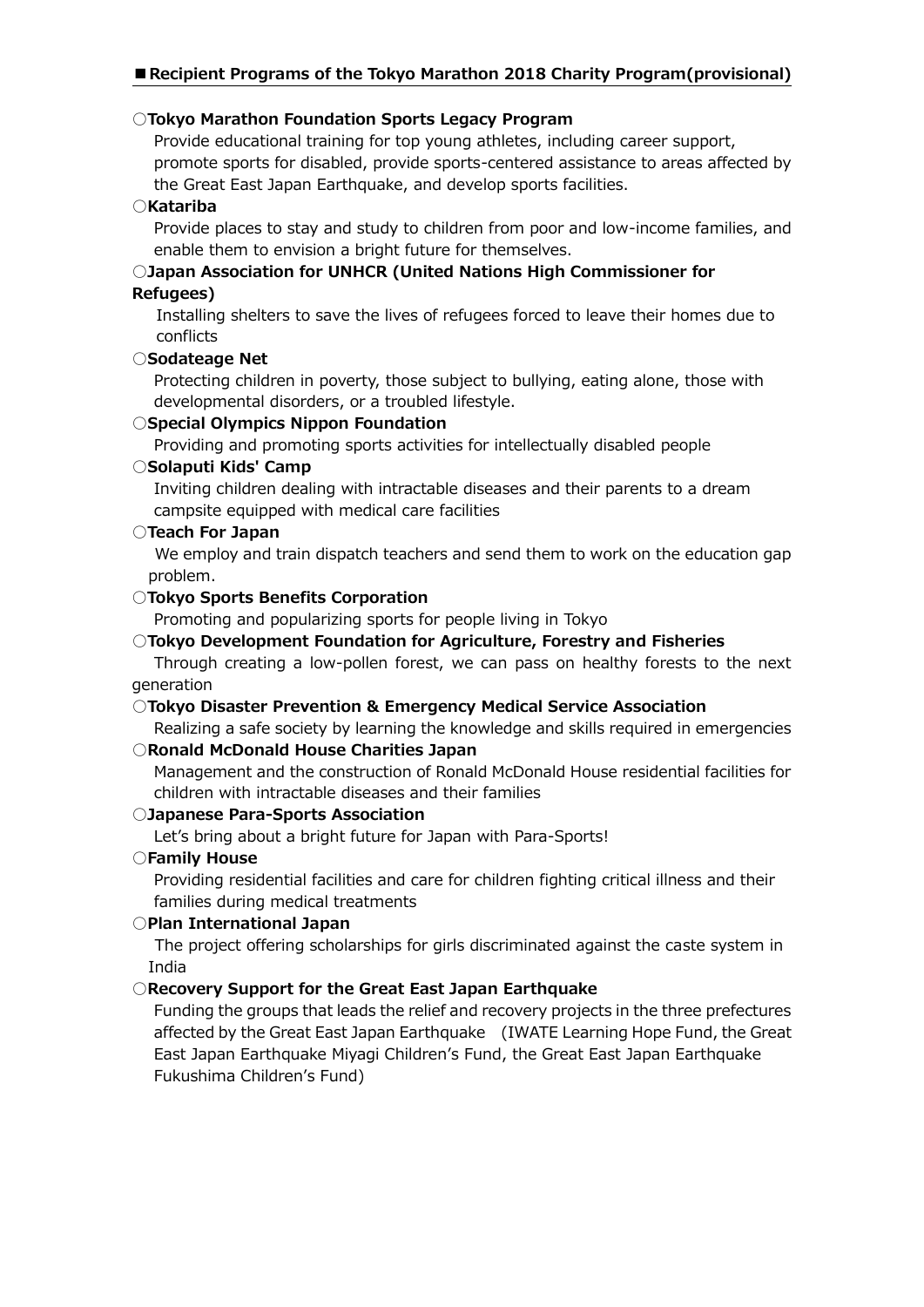## ■Recipient Programs of the Tokyo Marathon 2018 Charity Program(provisional)

○**Tokyo Marathon Foundation Sports Legacy Program**

Provide educational training for top young athletes, including career support, promote sports for disabled, provide sports-centered assistance to areas affected by the Great East Japan Earthquake, and develop sports facilities.

○**Katariba**

Provide places to stay and study to children from poor and low-income families, and enable them to envision a bright future for themselves.

○**Japan Association for UNHCR (United Nations High Commissioner for Refugees)**

Installing shelters to save the lives of refugees forced to leave their homes due to conflicts

○**Sodateage Net**

Protecting children in poverty, those subject to bullying, eating alone, those with developmental disorders, or a troubled lifestyle.

○**Special Olympics Nippon Foundation**

Providing and promoting sports activities for intellectually disabled people

○**Solaputi Kids' Camp**

Inviting children dealing with intractable diseases and their parents to a dream campsite equipped with medical care facilities

○**Teach For Japan**

We employ and train dispatch teachers and send them to work on the education gap problem.

○**Tokyo Sports Benefits Corporation**

Promoting and popularizing sports for people living in Tokyo

○**Tokyo Development Foundation for Agriculture, Forestry and Fisheries**

Through creating a low-pollen forest, we can pass on healthy forests to the next generation

○**Tokyo Disaster Prevention & Emergency Medical Service Association**

Realizing a safe society by learning the knowledge and skills required in emergencies

○**Ronald McDonald House Charities Japan**

Management and the construction of Ronald McDonald House residential facilities for children with intractable diseases and their families

○**Japanese Para-Sports Association**

Let's bring about a bright future for Japan with Para-Sports!

○**Family House**

Providing residential facilities and care for children fighting critical illness and their families during medical treatments

○**Plan International Japan**

The project offering scholarships for girls discriminated against the caste system in India

○**Recovery Support for the Great East Japan Earthquake**

Funding the groups that leads the relief and recovery projects in the three prefectures affected by the Great East Japan Earthquake (IWATE Learning Hope Fund, the Great East Japan Earthquake Miyagi Children's Fund, the Great East Japan Earthquake Fukushima Children's Fund)